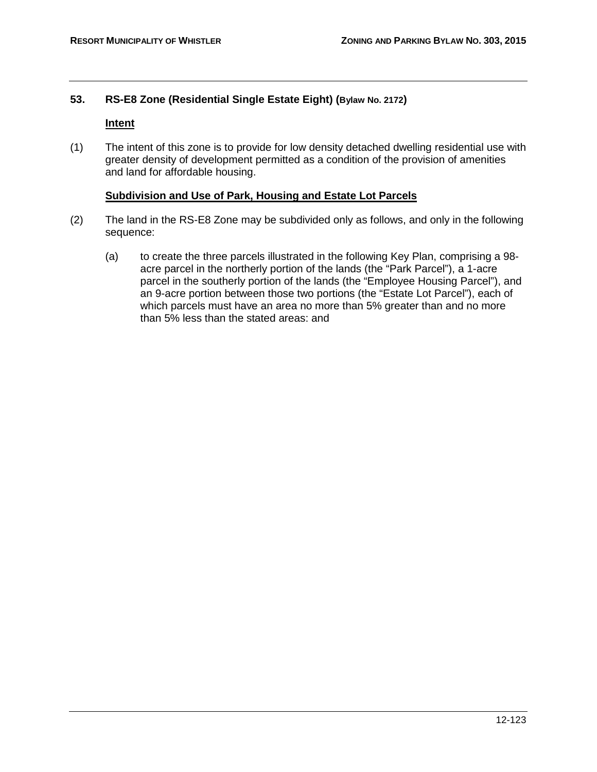## 53. RS-E8 Zone (Residential Single Estate Eight) (Bylaw No. 2172)

### Intent

(1) The intent of this zone is to provide for low density detached dwelling residential use with greater density of development permitted as a condition of the provision of amenities and land for affordable housing.

### Subdivision and Use of Park, Housing and Estate Lot Parcels

(2) The land in the RS-E8 Zone may be subdivided only as follows, and only in the following sequence:

(a) to create the three parcels illustrated in the following Key Plan, comprising a 98-acre parcel in the northerly portion of the lands (the “Park Parcel”), a 1-acre parcel in the southerly portion of the lands (the “Employee Housing Parcel”), and an 9-acre portion between those two portions (the “Estate Lot Parcel”), each of which parcels must have an area no more than 5% greater than and no more than 5% less than the stated areas: and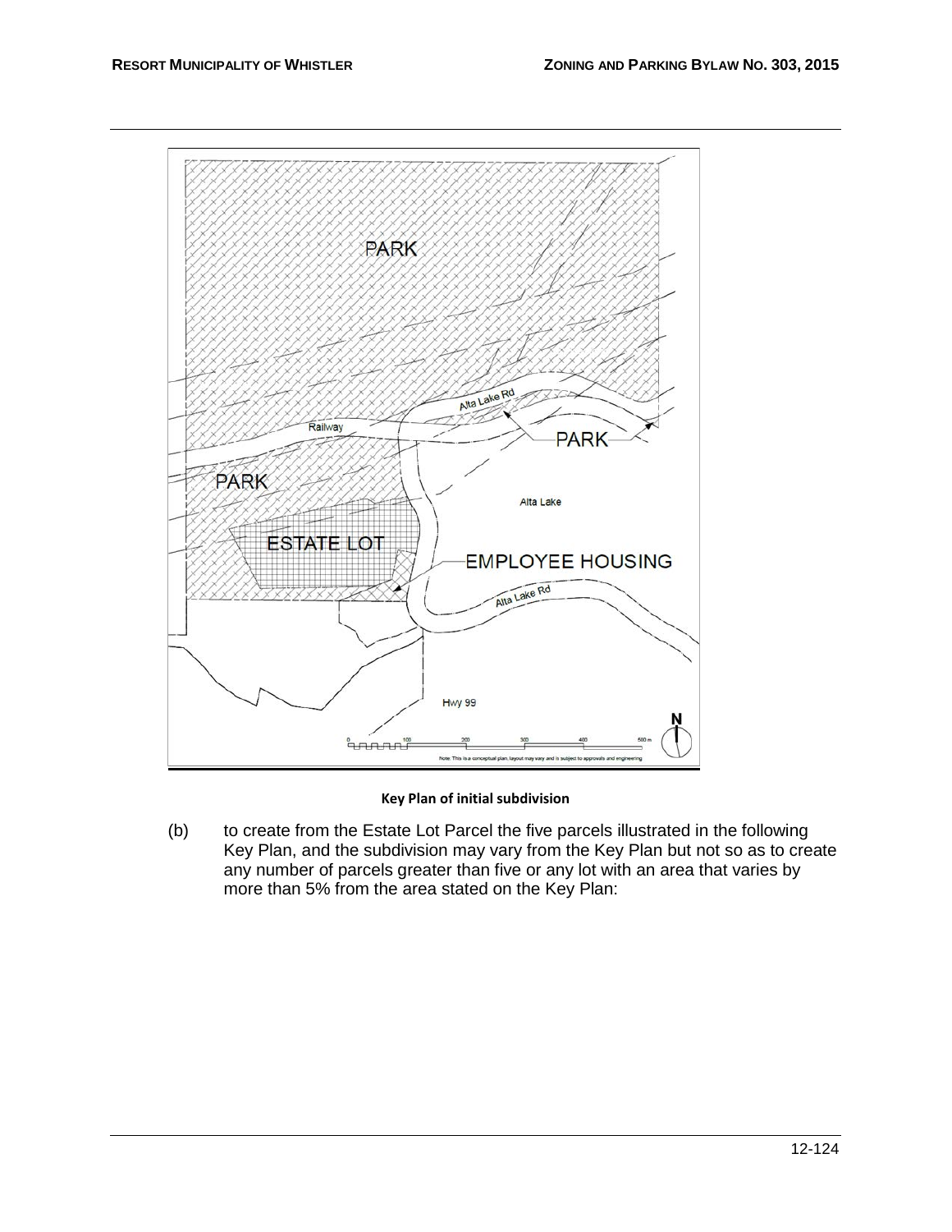**Key Plan of initial subdivision**

(b) to create from the Estate Lot Parcel the five parcels illustrated in the following Key Plan, and the subdivision may vary from the Key Plan but not so as to create any number of parcels greater than five or any lot with an area that varies by more than 5% from the area stated on the Key Plan: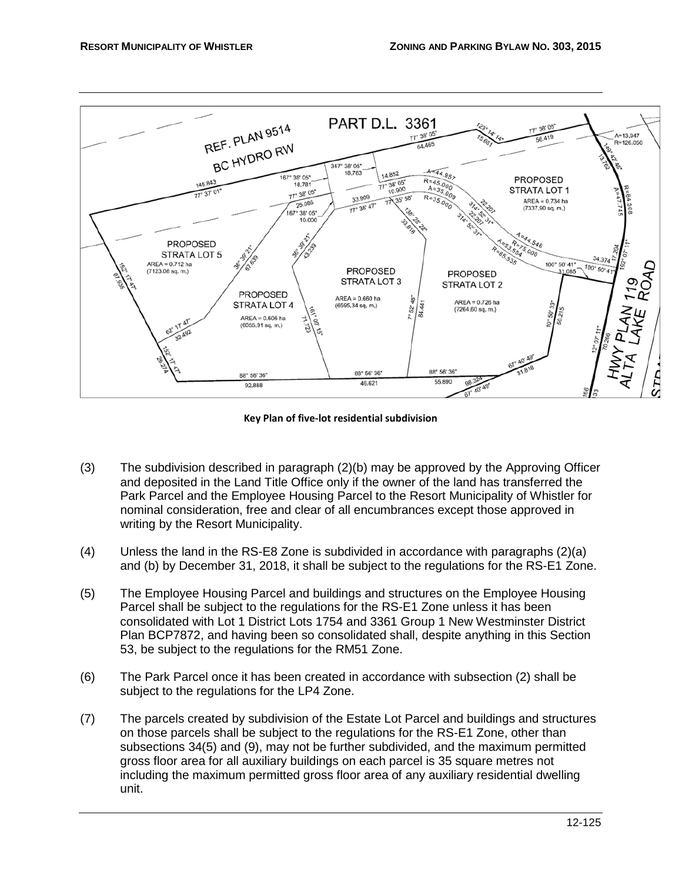PART D.L. 3361

REF. PLAN 9514

BC HYDRO RW

PROPOSED STRATA LOT 1
AREA = 0.734 ha
(7337.90 sq. m.)

PROPOSED STRATA LOT 2
AREA = 0.726 ha
(7264.60 sq. m.)

PROPOSED STRATA LOT 3
AREA = 0.660 ha
(6595.34 sq. m.)

PROPOSED STRATA LOT 4
AREA = 0.606 ha
(6055.91 sq. m.)

PROPOSED STRATA LOT 5
AREA = 0.712 ha
(7123.06 sq. m.)

HWY PLAN 119
ALTA LAKE ROAD

Key Plan of five-lot residential subdivision

(3) The subdivision described in paragraph (2)(b) may be approved by the Approving Officer and deposited in the Land Title Office only if the owner of the land has transferred the Park Parcel and the Employee Housing Parcel to the Resort Municipality of Whistler for nominal consideration, free and clear of all encumbrances except those approved in writing by the Resort Municipality.

(4) Unless the land in the RS-E8 Zone is subdivided in accordance with paragraphs (2)(a) and (b) by December 31, 2018, it shall be subject to the regulations for the RS-E1 Zone.

(5) The Employee Housing Parcel and buildings and structures on the Employee Housing Parcel shall be subject to the regulations for the RS-E1 Zone unless it has been consolidated with Lot 1 District Lots 1754 and 3361 Group 1 New Westminster District Plan BCP7872, and having been so consolidated shall, despite anything in this Section 53, be subject to the regulations for the RM51 Zone.

(6) The Park Parcel once it has been created in accordance with subsection (2) shall be subject to the regulations for the LP4 Zone.

(7) The parcels created by subdivision of the Estate Lot Parcel and buildings and structures on those parcels shall be subject to the regulations for the RS-E1 Zone, other than subsections 34(5) and (9), may not be further subdivided, and the maximum permitted gross floor area for all auxiliary buildings on each parcel is 35 square metres not including the maximum permitted gross floor area of any auxiliary residential dwelling unit.